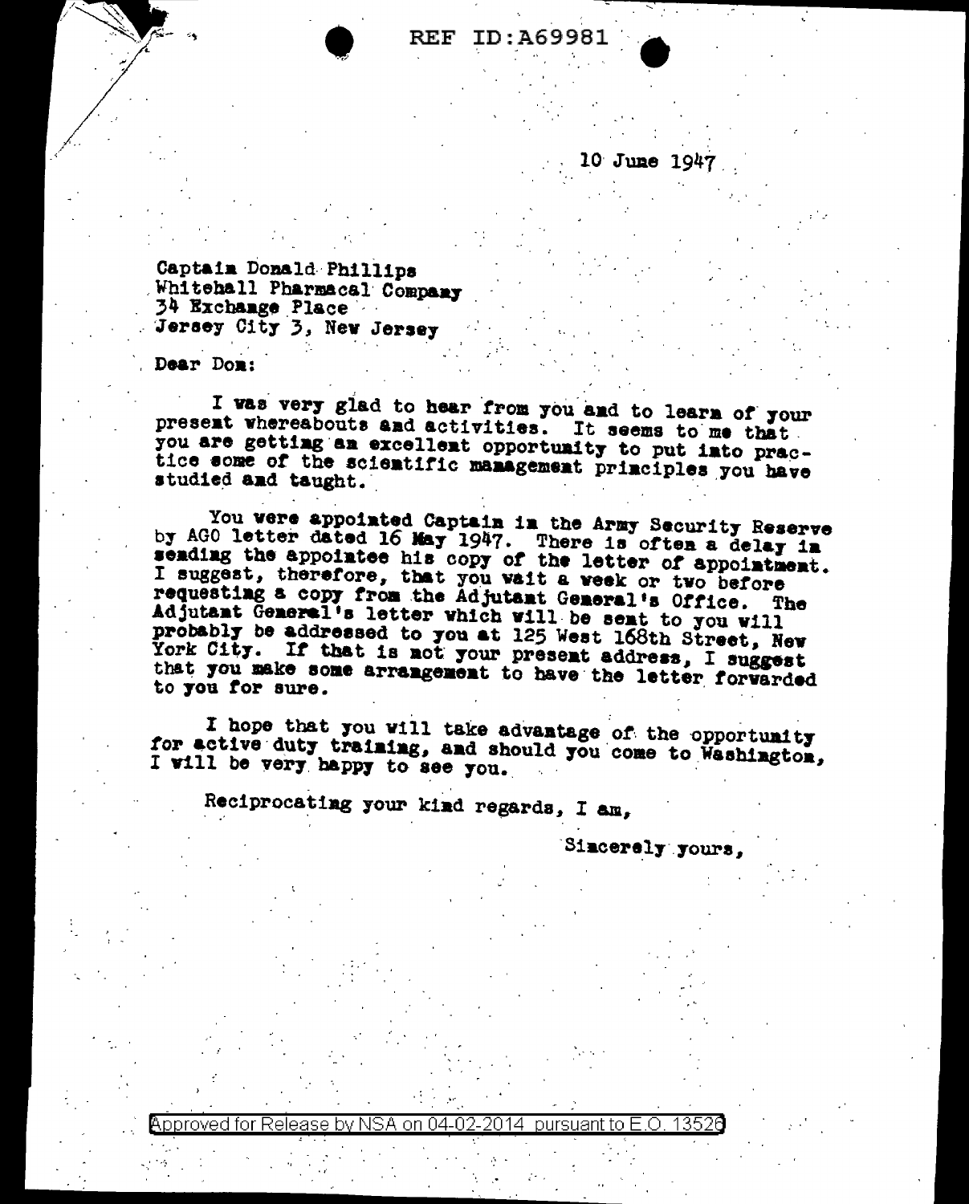REF ID:A69981

10 June 1947

Captain Donald Phillips
Whitehall Pharmacal Company
34 Exchange Place
Jersey City 3, New Jersey

Dear Don:

I was very glad to hear from you and to learn of your present whereabouts and activities. It seems to me that you are getting an excellent opportunity to put into practice some of the scientific management principles you have studied and taught.

You were appointed Captain in the Army Security Reserve by AGO letter dated 16 May 1947. There is often a delay in sending the appointee his copy of the letter of appointment. I suggest, therefore, that you wait a week or two before requesting a copy from the Adjutant General's Office. The Adjutant General's letter which will be sent to you will probably be addressed to you at 125 West 168th Street, New York City. If that is not your present address, I suggest that you make some arrangement to have the letter forwarded to you for sure.

I hope that you will take advantage of the opportunity for active duty training, and should you come to Washington, I will be very happy to see you.

Reciprocating your kind regards, I am,

Sincerely yours,

Approved for Release by NSA on 04-02-2014 pursuant to E.O. 13526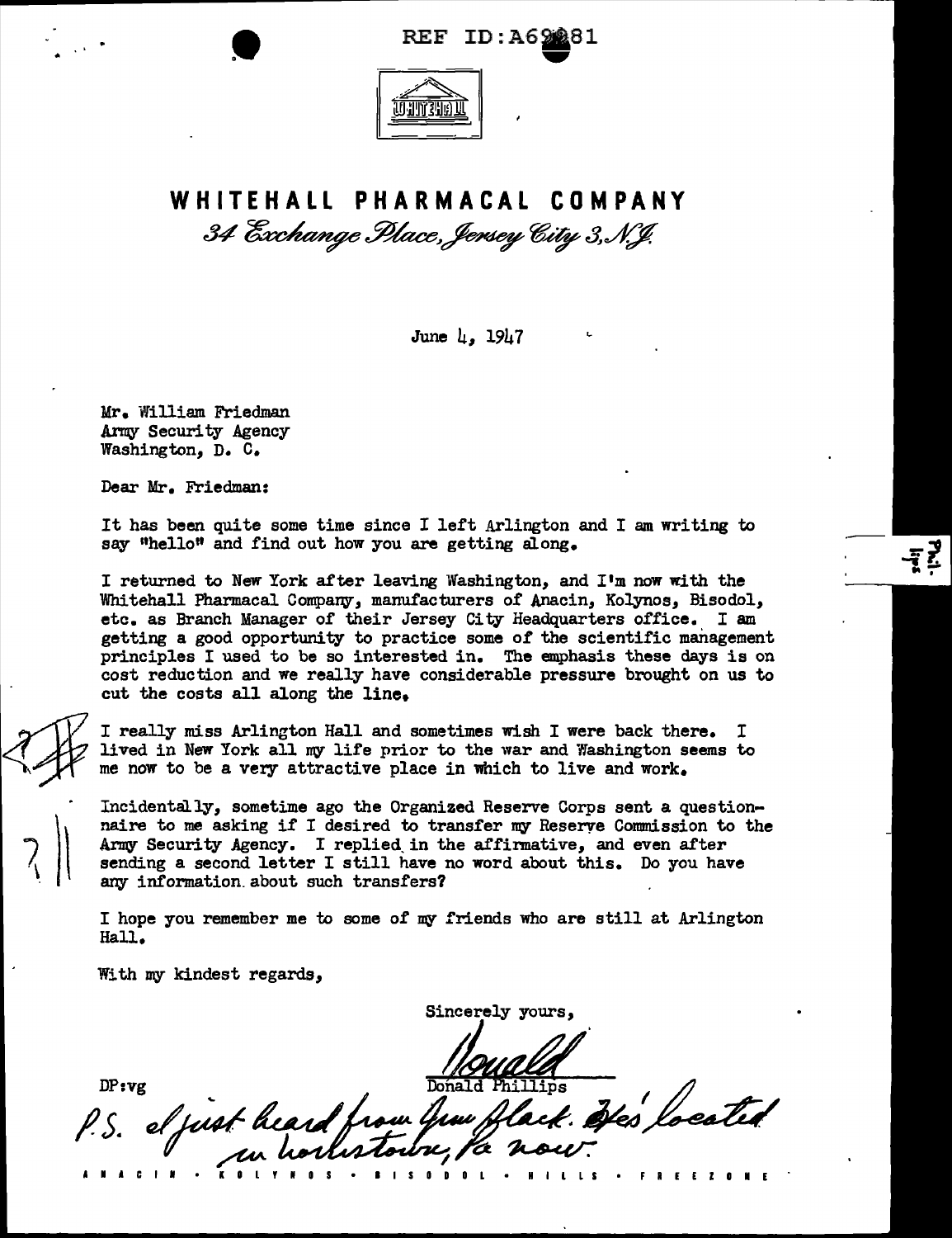REF ID:A69881

# WHITEHALL PHARMACAL COMPANY

*34 Exchange Place, Jersey City 3, N.J.*

June 4, 1947

Mr. William Friedman
Army Security Agency
Washington, D. C.

Dear Mr. Friedman:

It has been quite some time since I left Arlington and I am writing to say "hello" and find out how you are getting along.

I returned to New York after leaving Washington, and I'm now with the Whitehall Pharmacal Company, manufacturers of Anacin, Kolynos, Bisodol, etc. as Branch Manager of their Jersey City Headquarters office. I am getting a good opportunity to practice some of the scientific management principles I used to be so interested in. The emphasis these days is on cost reduction and we really have considerable pressure brought on us to cut the costs all along the line.

I really miss Arlington Hall and sometimes wish I were back there. I lived in New York all my life prior to the war and Washington seems to me now to be a very attractive place in which to live and work.

Incidentally, sometime ago the Organized Reserve Corps sent a questionnaire to me asking if I desired to transfer my Reserve Commission to the Army Security Agency. I replied in the affirmative, and even after sending a second letter I still have no word about this. Do you have any information about such transfers?

I hope you remember me to some of my friends who are still at Arlington Hall.

With my kindest regards,

Sincerely yours,

Donald

Donald Phillips

DP:vg

P.S. I just heard from Jim Black. He's located in Norristown, Pa now.

ANACIN • KOLYNOS • BISODOL • HILLS • FREEZONE